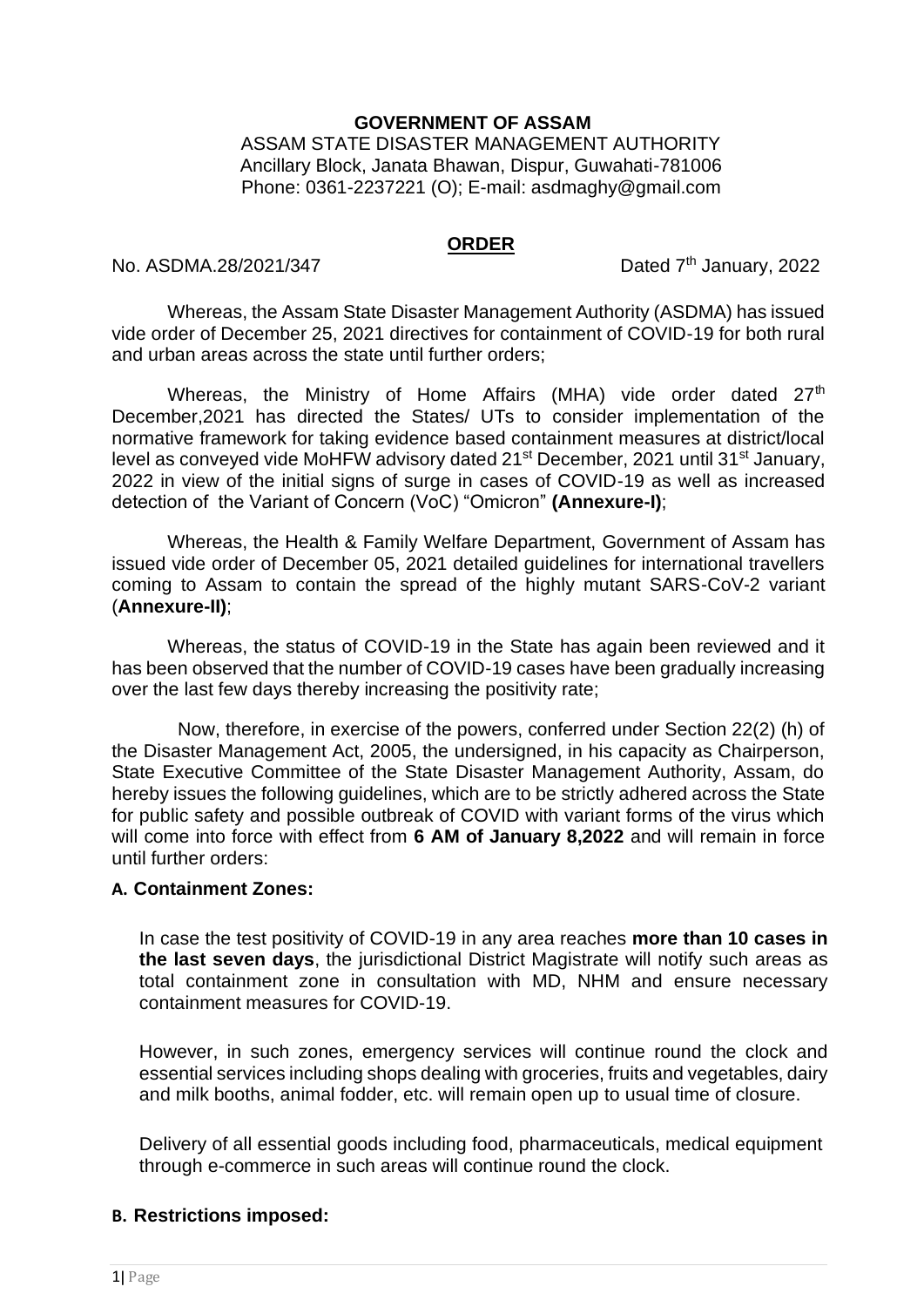**GOVERNMENT OF ASSAM**

ASSAM STATE DISASTER MANAGEMENT AUTHORITY
Ancillary Block, Janata Bhawan, Dispur, Guwahati-781006
Phone: 0361-2237221 (O); E-mail: asdmaghy@gmail.com

## ORDER

No. ASDMA.28/2021/347 Dated 7th January, 2022

Whereas, the Assam State Disaster Management Authority (ASDMA) has issued vide order of December 25, 2021 directives for containment of COVID-19 for both rural and urban areas across the state until further orders;

Whereas, the Ministry of Home Affairs (MHA) vide order dated 27th December,2021 has directed the States/ UTs to consider implementation of the normative framework for taking evidence based containment measures at district/local level as conveyed vide MoHFW advisory dated 21st December, 2021 until 31st January, 2022 in view of the initial signs of surge in cases of COVID-19 as well as increased detection of the Variant of Concern (VoC) "Omicron" **(Annexure-I)**;

Whereas, the Health & Family Welfare Department, Government of Assam has issued vide order of December 05, 2021 detailed guidelines for international travellers coming to Assam to contain the spread of the highly mutant SARS-CoV-2 variant (**Annexure-II)**;

Whereas, the status of COVID-19 in the State has again been reviewed and it has been observed that the number of COVID-19 cases have been gradually increasing over the last few days thereby increasing the positivity rate;

Now, therefore, in exercise of the powers, conferred under Section 22(2) (h) of the Disaster Management Act, 2005, the undersigned, in his capacity as Chairperson, State Executive Committee of the State Disaster Management Authority, Assam, do hereby issues the following guidelines, which are to be strictly adhered across the State for public safety and possible outbreak of COVID with variant forms of the virus which will come into force with effect from **6 AM of January 8,2022** and will remain in force until further orders:

### A. Containment Zones:

In case the test positivity of COVID-19 in any area reaches **more than 10 cases in the last seven days**, the jurisdictional District Magistrate will notify such areas as total containment zone in consultation with MD, NHM and ensure necessary containment measures for COVID-19.

However, in such zones, emergency services will continue round the clock and essential services including shops dealing with groceries, fruits and vegetables, dairy and milk booths, animal fodder, etc. will remain open up to usual time of closure.

Delivery of all essential goods including food, pharmaceuticals, medical equipment through e-commerce in such areas will continue round the clock.

### B. Restrictions imposed: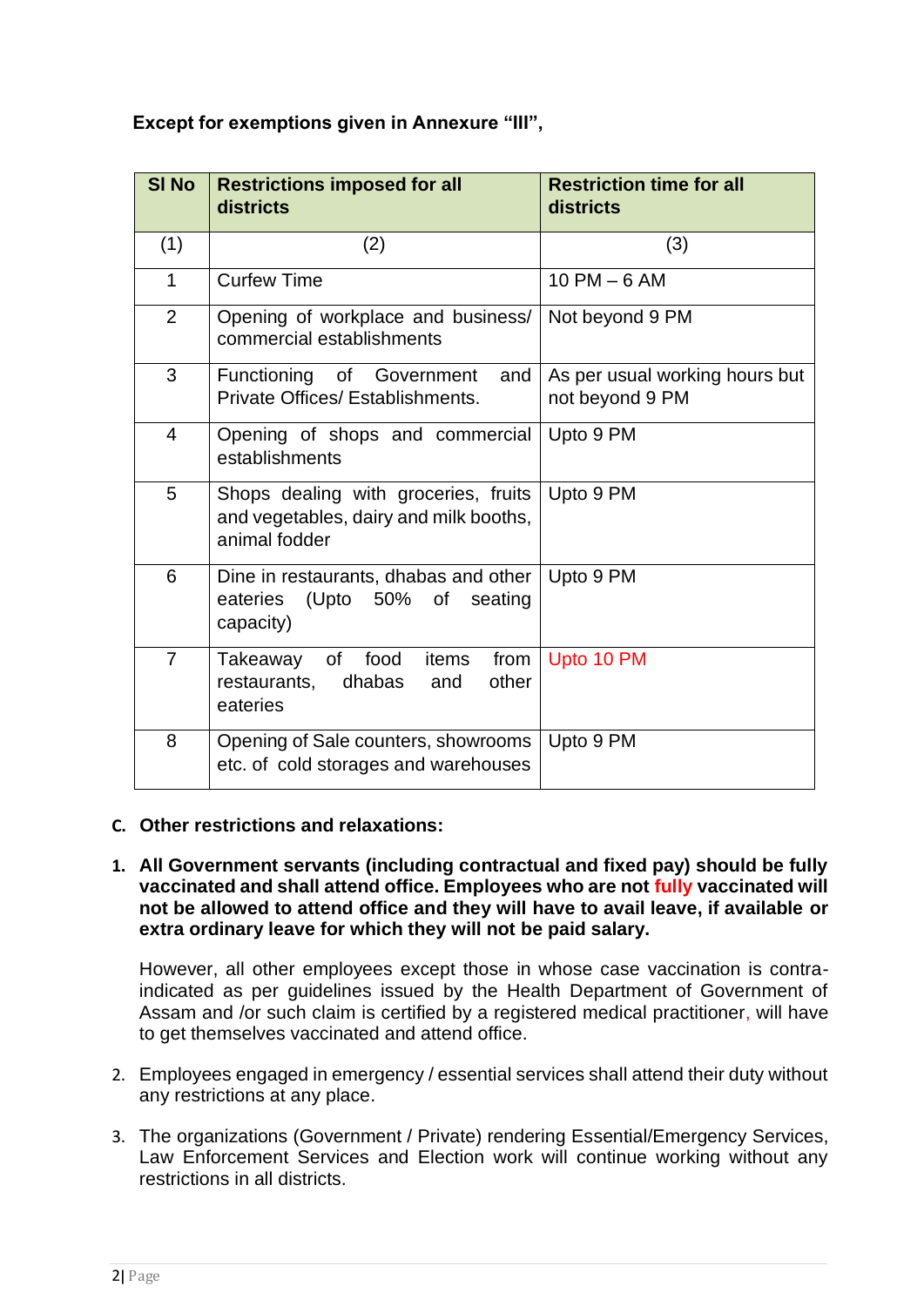**Except for exemptions given in Annexure "III",**

| Sl No | Restrictions imposed for all districts | Restriction time for all districts |
|---|---|---|
| (1) | (2) | (3) |
| 1 | Curfew Time | 10 PM – 6 AM |
| 2 | Opening of workplace and business/ commercial establishments | Not beyond 9 PM |
| 3 | Functioning of Government and Private Offices/ Establishments. | As per usual working hours but not beyond 9 PM |
| 4 | Opening of shops and commercial establishments | Upto 9 PM |
| 5 | Shops dealing with groceries, fruits and vegetables, dairy and milk booths, animal fodder | Upto 9 PM |
| 6 | Dine in restaurants, dhabas and other eateries (Upto 50% of seating capacity) | Upto 9 PM |
| 7 | Takeaway of food items from restaurants, dhabas and other eateries | Upto 10 PM |
| 8 | Opening of Sale counters, showrooms etc. of cold storages and warehouses | Upto 9 PM |

**C. Other restrictions and relaxations:**

1. **All Government servants (including contractual and fixed pay) should be fully vaccinated and shall attend office. Employees who are not fully vaccinated will not be allowed to attend office and they will have to avail leave, if available or extra ordinary leave for which they will not be paid salary.**

   However, all other employees except those in whose case vaccination is contra-indicated as per guidelines issued by the Health Department of Government of Assam and /or such claim is certified by a registered medical practitioner, will have to get themselves vaccinated and attend office.

2. Employees engaged in emergency / essential services shall attend their duty without any restrictions at any place.

3. The organizations (Government / Private) rendering Essential/Emergency Services, Law Enforcement Services and Election work will continue working without any restrictions in all districts.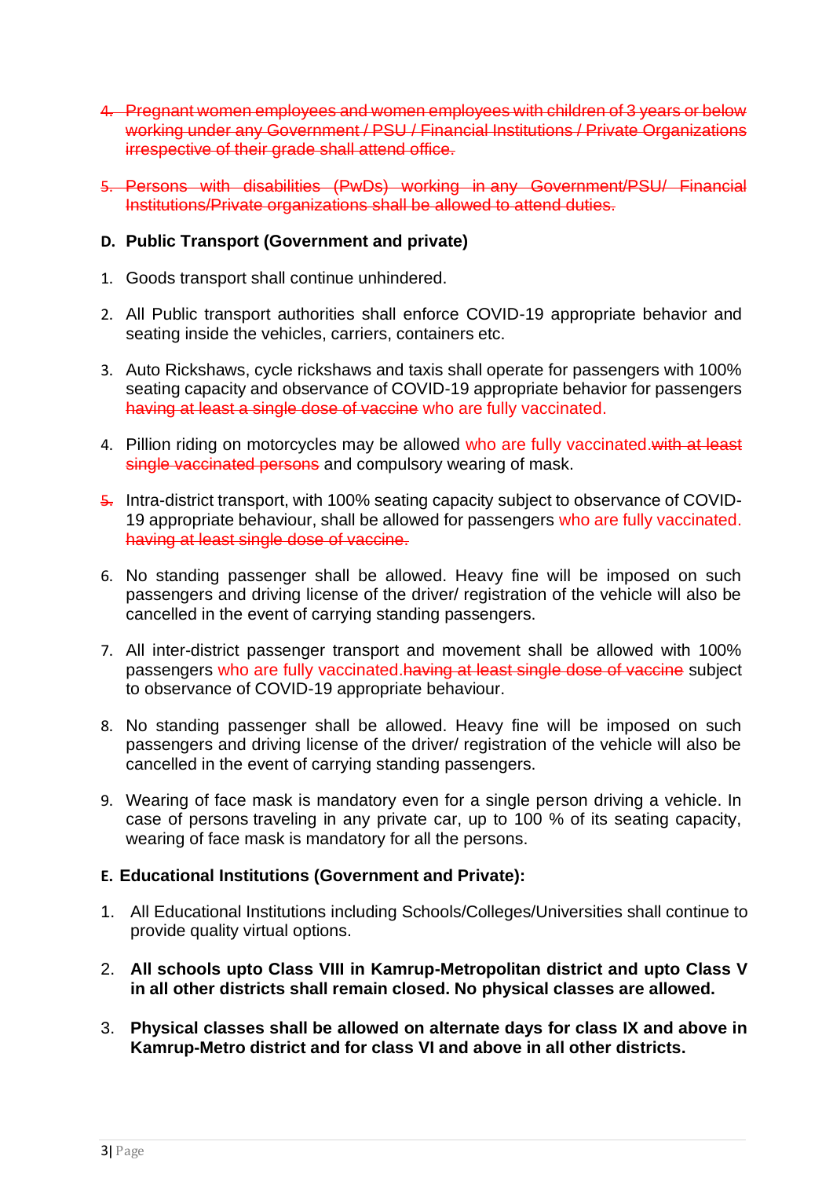4. ~~Pregnant women employees and women employees with children of 3 years or below working under any Government / PSU / Financial Institutions / Private Organizations irrespective of their grade shall attend office.~~

5. ~~Persons with disabilities (PwDs) working in any Government/PSU/ Financial Institutions/Private organizations shall be allowed to attend duties.~~

**D. Public Transport (Government and private)**

1. Goods transport shall continue unhindered.

2. All Public transport authorities shall enforce COVID-19 appropriate behavior and seating inside the vehicles, carriers, containers etc.

3. Auto Rickshaws, cycle rickshaws and taxis shall operate for passengers with 100% seating capacity and observance of COVID-19 appropriate behavior for passengers ~~having at least a single dose of vaccine~~ who are fully vaccinated.

4. Pillion riding on motorcycles may be allowed who are fully vaccinated.~~with at least single vaccinated persons~~ and compulsory wearing of mask.

5. Intra-district transport, with 100% seating capacity subject to observance of COVID-19 appropriate behaviour, shall be allowed for passengers who are fully vaccinated. ~~having at least single dose of vaccine.~~

6. No standing passenger shall be allowed. Heavy fine will be imposed on such passengers and driving license of the driver/ registration of the vehicle will also be cancelled in the event of carrying standing passengers.

7. All inter-district passenger transport and movement shall be allowed with 100% passengers who are fully vaccinated.~~having at least single dose of vaccine~~ subject to observance of COVID-19 appropriate behaviour.

8. No standing passenger shall be allowed. Heavy fine will be imposed on such passengers and driving license of the driver/ registration of the vehicle will also be cancelled in the event of carrying standing passengers.

9. Wearing of face mask is mandatory even for a single person driving a vehicle. In case of persons traveling in any private car, up to 100 % of its seating capacity, wearing of face mask is mandatory for all the persons.

**E. Educational Institutions (Government and Private):**

1. All Educational Institutions including Schools/Colleges/Universities shall continue to provide quality virtual options.

2. **All schools upto Class VIII in Kamrup-Metropolitan district and upto Class V in all other districts shall remain closed. No physical classes are allowed.**

3. **Physical classes shall be allowed on alternate days for class IX and above in Kamrup-Metro district and for class VI and above in all other districts.**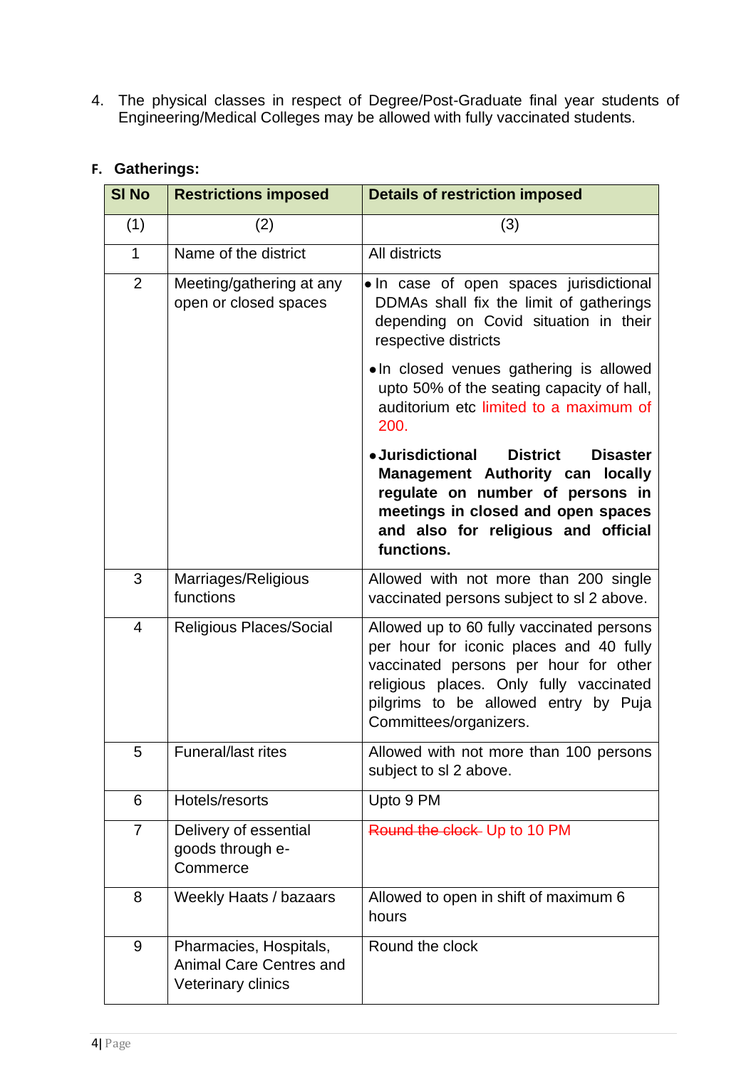4. The physical classes in respect of Degree/Post-Graduate final year students of Engineering/Medical Colleges may be allowed with fully vaccinated students.

**F. Gatherings:**

| Sl No | Restrictions imposed | Details of restriction imposed |
|---|---|---|
| (1) | (2) | (3) |
| 1 | Name of the district | All districts |
| 2 | Meeting/gathering at any open or closed spaces | • In case of open spaces jurisdictional DDMAs shall fix the limit of gatherings depending on Covid situation in their respective districts<br>• In closed venues gathering is allowed upto 50% of the seating capacity of hall, auditorium etc limited to a maximum of 200.<br>• **Jurisdictional District Disaster Management Authority can locally regulate on number of persons in meetings in closed and open spaces and also for religious and official functions.** |
| 3 | Marriages/Religious functions | Allowed with not more than 200 single vaccinated persons subject to sl 2 above. |
| 4 | Religious Places/Social | Allowed up to 60 fully vaccinated persons per hour for iconic places and 40 fully vaccinated persons per hour for other religious places. Only fully vaccinated pilgrims to be allowed entry by Puja Committees/organizers. |
| 5 | Funeral/last rites | Allowed with not more than 100 persons subject to sl 2 above. |
| 6 | Hotels/resorts | Upto 9 PM |
| 7 | Delivery of essential goods through e-Commerce | ~~Round the clock~~ Up to 10 PM |
| 8 | Weekly Haats / bazaars | Allowed to open in shift of maximum 6 hours |
| 9 | Pharmacies, Hospitals, Animal Care Centres and Veterinary clinics | Round the clock |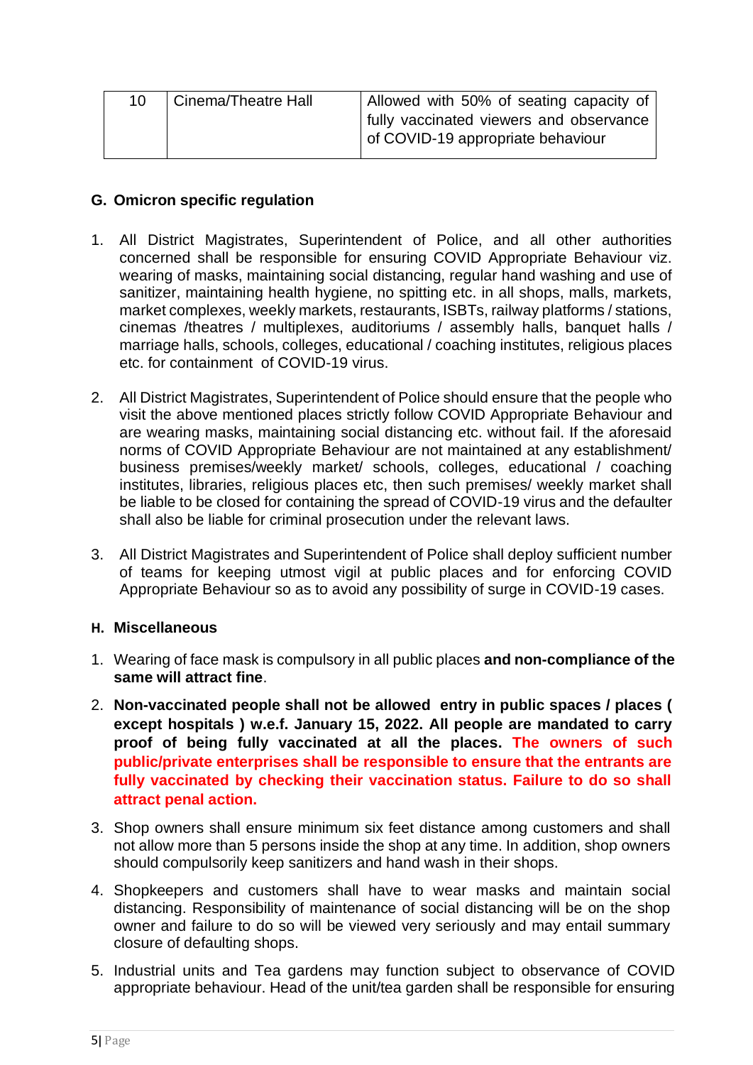| 10 | Cinema/Theatre Hall | Allowed with 50% of seating capacity of fully vaccinated viewers and observance of COVID-19 appropriate behaviour |
|---|---|---|

**G. Omicron specific regulation**

1. All District Magistrates, Superintendent of Police, and all other authorities concerned shall be responsible for ensuring COVID Appropriate Behaviour viz. wearing of masks, maintaining social distancing, regular hand washing and use of sanitizer, maintaining health hygiene, no spitting etc. in all shops, malls, markets, market complexes, weekly markets, restaurants, ISBTs, railway platforms / stations, cinemas /theatres / multiplexes, auditoriums / assembly halls, banquet halls / marriage halls, schools, colleges, educational / coaching institutes, religious places etc. for containment of COVID-19 virus.

2. All District Magistrates, Superintendent of Police should ensure that the people who visit the above mentioned places strictly follow COVID Appropriate Behaviour and are wearing masks, maintaining social distancing etc. without fail. If the aforesaid norms of COVID Appropriate Behaviour are not maintained at any establishment/ business premises/weekly market/ schools, colleges, educational / coaching institutes, libraries, religious places etc, then such premises/ weekly market shall be liable to be closed for containing the spread of COVID-19 virus and the defaulter shall also be liable for criminal prosecution under the relevant laws.

3. All District Magistrates and Superintendent of Police shall deploy sufficient number of teams for keeping utmost vigil at public places and for enforcing COVID Appropriate Behaviour so as to avoid any possibility of surge in COVID-19 cases.

**H. Miscellaneous**

1. Wearing of face mask is compulsory in all public places **and non-compliance of the same will attract fine**.

2. **Non-vaccinated people shall not be allowed entry in public spaces / places ( except hospitals ) w.e.f. January 15, 2022. All people are mandated to carry proof of being fully vaccinated at all the places. The owners of such public/private enterprises shall be responsible to ensure that the entrants are fully vaccinated by checking their vaccination status. Failure to do so shall attract penal action.**

3. Shop owners shall ensure minimum six feet distance among customers and shall not allow more than 5 persons inside the shop at any time. In addition, shop owners should compulsorily keep sanitizers and hand wash in their shops.

4. Shopkeepers and customers shall have to wear masks and maintain social distancing. Responsibility of maintenance of social distancing will be on the shop owner and failure to do so will be viewed very seriously and may entail summary closure of defaulting shops.

5. Industrial units and Tea gardens may function subject to observance of COVID appropriate behaviour. Head of the unit/tea garden shall be responsible for ensuring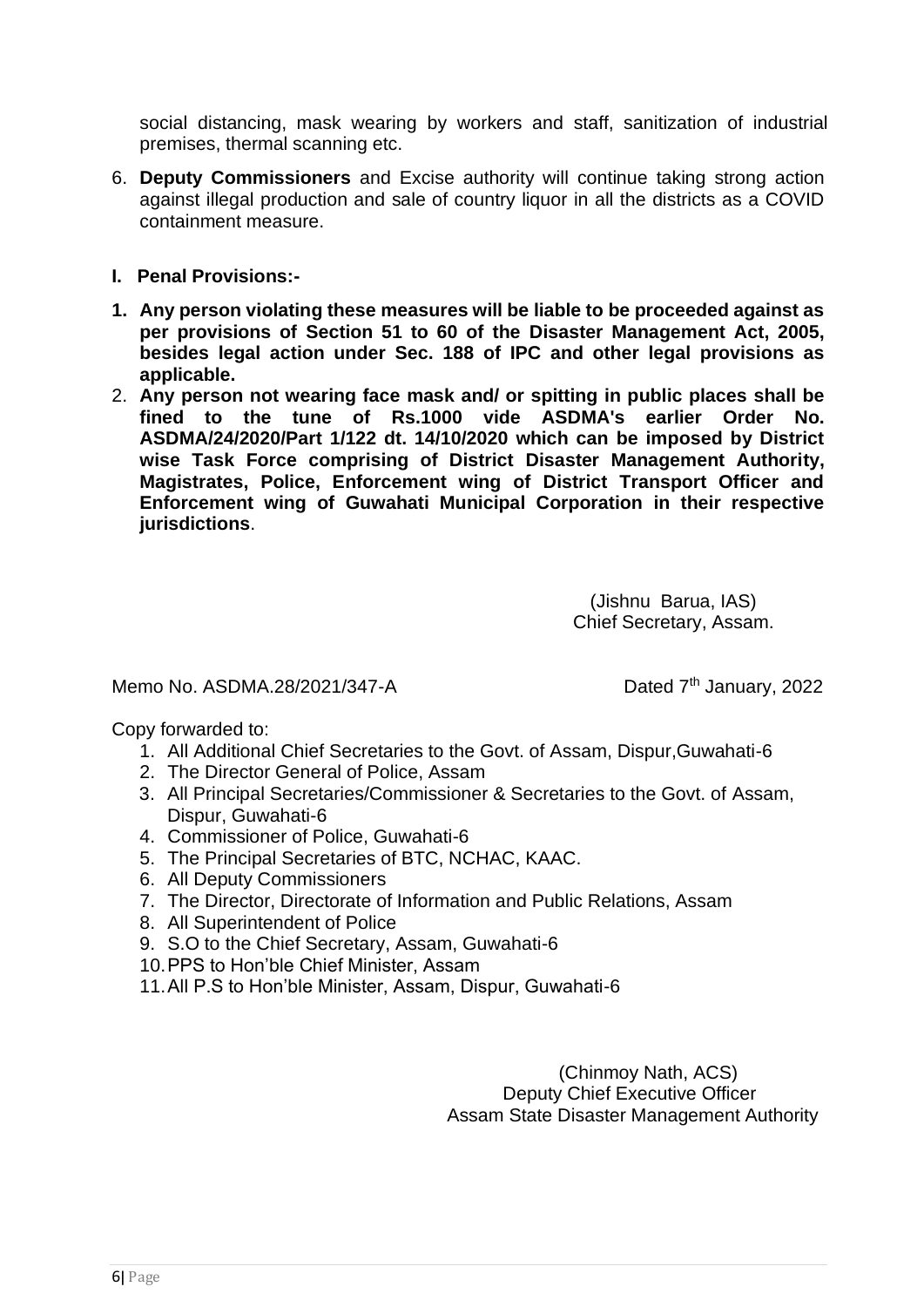social distancing, mask wearing by workers and staff, sanitization of industrial premises, thermal scanning etc.

6. **Deputy Commissioners** and Excise authority will continue taking strong action against illegal production and sale of country liquor in all the districts as a COVID containment measure.

**I. Penal Provisions:-**

1. **Any person violating these measures will be liable to be proceeded against as per provisions of Section 51 to 60 of the Disaster Management Act, 2005, besides legal action under Sec. 188 of IPC and other legal provisions as applicable.**
2. **Any person not wearing face mask and/ or spitting in public places shall be fined to the tune of Rs.1000 vide ASDMA's earlier Order No. ASDMA/24/2020/Part 1/122 dt. 14/10/2020 which can be imposed by District wise Task Force comprising of District Disaster Management Authority, Magistrates, Police, Enforcement wing of District Transport Officer and Enforcement wing of Guwahati Municipal Corporation in their respective jurisdictions**.

(Jishnu Barua, IAS)
Chief Secretary, Assam.

Memo No. ASDMA.28/2021/347-A Dated 7th January, 2022

Copy forwarded to:

1. All Additional Chief Secretaries to the Govt. of Assam, Dispur,Guwahati-6
2. The Director General of Police, Assam
3. All Principal Secretaries/Commissioner & Secretaries to the Govt. of Assam, Dispur, Guwahati-6
4. Commissioner of Police, Guwahati-6
5. The Principal Secretaries of BTC, NCHAC, KAAC.
6. All Deputy Commissioners
7. The Director, Directorate of Information and Public Relations, Assam
8. All Superintendent of Police
9. S.O to the Chief Secretary, Assam, Guwahati-6
10. PPS to Hon'ble Chief Minister, Assam
11. All P.S to Hon'ble Minister, Assam, Dispur, Guwahati-6

(Chinmoy Nath, ACS)
Deputy Chief Executive Officer
Assam State Disaster Management Authority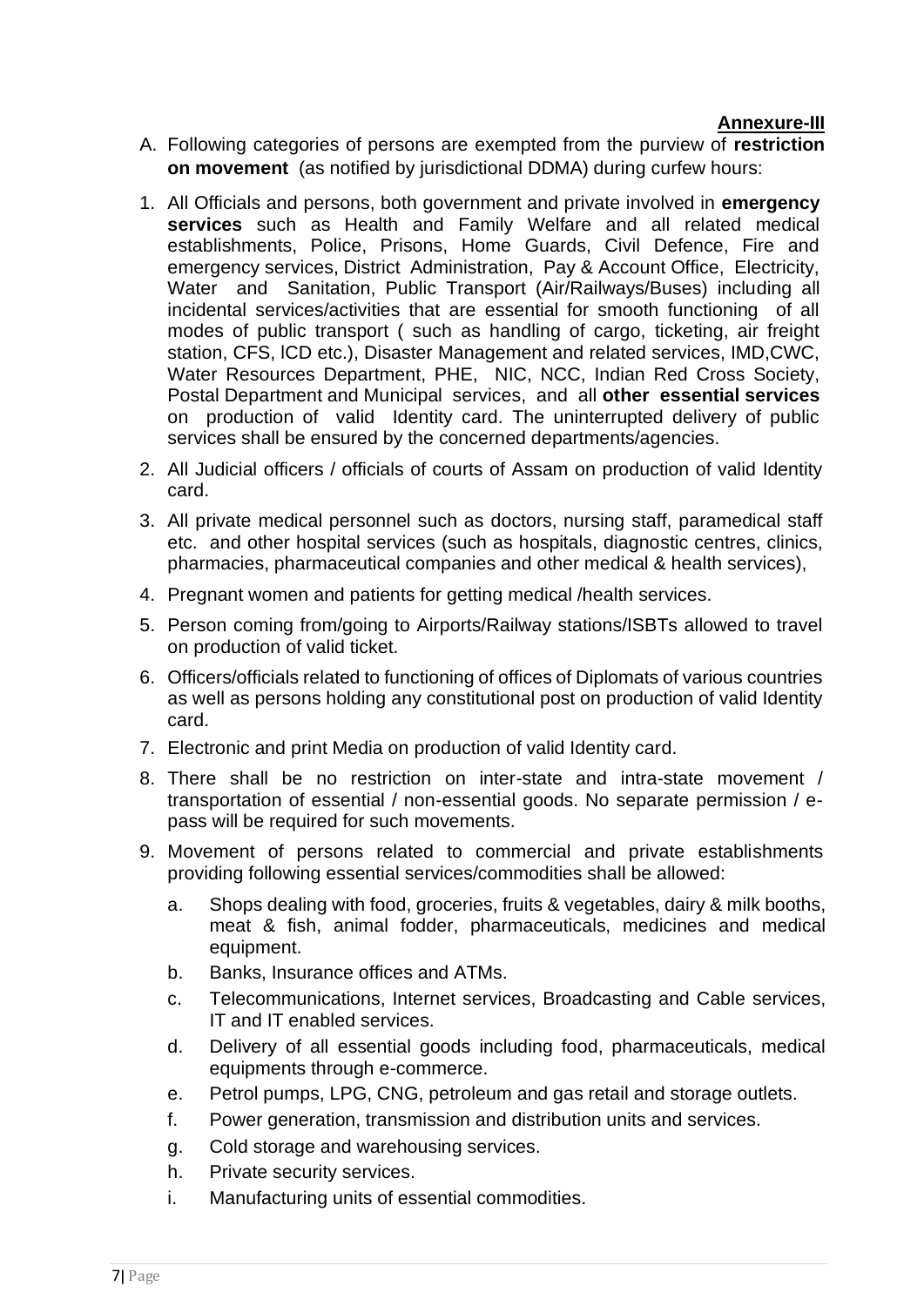**Annexure-III**

A. Following categories of persons are exempted from the purview of **restriction on movement** (as notified by jurisdictional DDMA) during curfew hours:

1. All Officials and persons, both government and private involved in **emergency services** such as Health and Family Welfare and all related medical establishments, Police, Prisons, Home Guards, Civil Defence, Fire and emergency services, District Administration, Pay & Account Office, Electricity, Water and Sanitation, Public Transport (Air/Railways/Buses) including all incidental services/activities that are essential for smooth functioning of all modes of public transport ( such as handling of cargo, ticketing, air freight station, CFS, ICD etc.), Disaster Management and related services, IMD,CWC, Water Resources Department, PHE, NIC, NCC, Indian Red Cross Society, Postal Department and Municipal services, and all **other essential services** on production of valid Identity card. The uninterrupted delivery of public services shall be ensured by the concerned departments/agencies.
2. All Judicial officers / officials of courts of Assam on production of valid Identity card.
3. All private medical personnel such as doctors, nursing staff, paramedical staff etc. and other hospital services (such as hospitals, diagnostic centres, clinics, pharmacies, pharmaceutical companies and other medical & health services),
4. Pregnant women and patients for getting medical /health services.
5. Person coming from/going to Airports/Railway stations/ISBTs allowed to travel on production of valid ticket.
6. Officers/officials related to functioning of offices of Diplomats of various countries as well as persons holding any constitutional post on production of valid Identity card.
7. Electronic and print Media on production of valid Identity card.
8. There shall be no restriction on inter-state and intra-state movement / transportation of essential / non-essential goods. No separate permission / e-pass will be required for such movements.
9. Movement of persons related to commercial and private establishments providing following essential services/commodities shall be allowed:
   a. Shops dealing with food, groceries, fruits & vegetables, dairy & milk booths, meat & fish, animal fodder, pharmaceuticals, medicines and medical equipment.
   b. Banks, Insurance offices and ATMs.
   c. Telecommunications, Internet services, Broadcasting and Cable services, IT and IT enabled services.
   d. Delivery of all essential goods including food, pharmaceuticals, medical equipments through e-commerce.
   e. Petrol pumps, LPG, CNG, petroleum and gas retail and storage outlets.
   f. Power generation, transmission and distribution units and services.
   g. Cold storage and warehousing services.
   h. Private security services.
   i. Manufacturing units of essential commodities.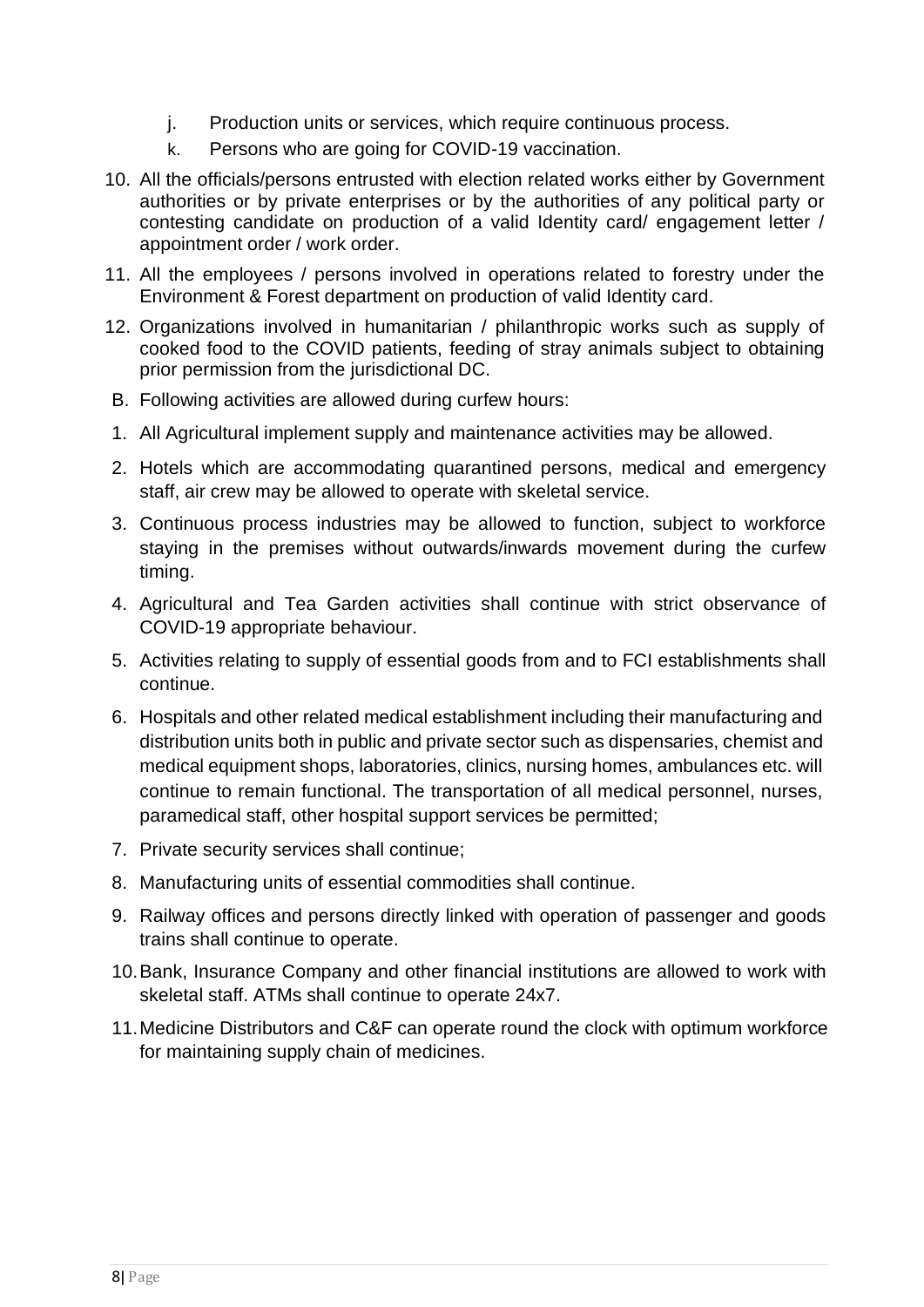j. Production units or services, which require continuous process.
k. Persons who are going for COVID-19 vaccination.

10. All the officials/persons entrusted with election related works either by Government authorities or by private enterprises or by the authorities of any political party or contesting candidate on production of a valid Identity card/ engagement letter / appointment order / work order.
11. All the employees / persons involved in operations related to forestry under the Environment & Forest department on production of valid Identity card.
12. Organizations involved in humanitarian / philanthropic works such as supply of cooked food to the COVID patients, feeding of stray animals subject to obtaining prior permission from the jurisdictional DC.

B. Following activities are allowed during curfew hours:

1. All Agricultural implement supply and maintenance activities may be allowed.
2. Hotels which are accommodating quarantined persons, medical and emergency staff, air crew may be allowed to operate with skeletal service.
3. Continuous process industries may be allowed to function, subject to workforce staying in the premises without outwards/inwards movement during the curfew timing.
4. Agricultural and Tea Garden activities shall continue with strict observance of COVID-19 appropriate behaviour.
5. Activities relating to supply of essential goods from and to FCI establishments shall continue.
6. Hospitals and other related medical establishment including their manufacturing and distribution units both in public and private sector such as dispensaries, chemist and medical equipment shops, laboratories, clinics, nursing homes, ambulances etc. will continue to remain functional. The transportation of all medical personnel, nurses, paramedical staff, other hospital support services be permitted;
7. Private security services shall continue;
8. Manufacturing units of essential commodities shall continue.
9. Railway offices and persons directly linked with operation of passenger and goods trains shall continue to operate.
10. Bank, Insurance Company and other financial institutions are allowed to work with skeletal staff. ATMs shall continue to operate 24x7.
11. Medicine Distributors and C&F can operate round the clock with optimum workforce for maintaining supply chain of medicines.